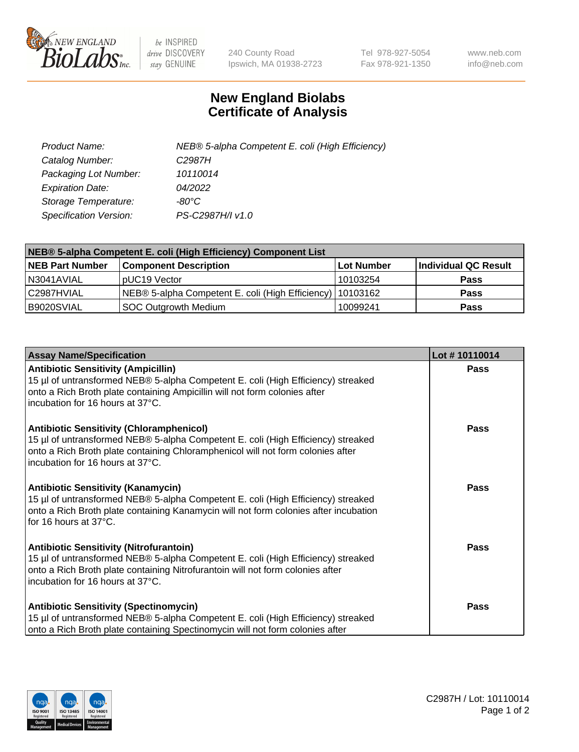# New England Biolabs Certificate of Analysis

| | |
|---|---|
| *Product Name:* | *NEB® 5-alpha Competent E. coli (High Efficiency)* |
| *Catalog Number:* | *C2987H* |
| *Packaging Lot Number:* | *10110014* |
| *Expiration Date:* | *04/2022* |
| *Storage Temperature:* | *-80°C* |
| *Specification Version:* | *PS-C2987H/I v1.0* |

**NEB® 5-alpha Competent E. coli (High Efficiency) Component List**

| NEB Part Number | Component Description | Lot Number | Individual QC Result |
|---|---|---|---|
| N3041AVIAL | pUC19 Vector | 10103254 | **Pass** |
| C2987HVIAL | NEB® 5-alpha Competent E. coli (High Efficiency) | 10103162 | **Pass** |
| B9020SVIAL | SOC Outgrowth Medium | 10099241 | **Pass** |

| Assay Name/Specification | Lot # 10110014 |
|---|---|
| **Antibiotic Sensitivity (Ampicillin)**<br>15 µl of untransformed NEB® 5-alpha Competent E. coli (High Efficiency) streaked onto a Rich Broth plate containing Ampicillin will not form colonies after incubation for 16 hours at 37°C. | **Pass** |
| **Antibiotic Sensitivity (Chloramphenicol)**<br>15 µl of untransformed NEB® 5-alpha Competent E. coli (High Efficiency) streaked onto a Rich Broth plate containing Chloramphenicol will not form colonies after incubation for 16 hours at 37°C. | **Pass** |
| **Antibiotic Sensitivity (Kanamycin)**<br>15 µl of untransformed NEB® 5-alpha Competent E. coli (High Efficiency) streaked onto a Rich Broth plate containing Kanamycin will not form colonies after incubation for 16 hours at 37°C. | **Pass** |
| **Antibiotic Sensitivity (Nitrofurantoin)**<br>15 µl of untransformed NEB® 5-alpha Competent E. coli (High Efficiency) streaked onto a Rich Broth plate containing Nitrofurantoin will not form colonies after incubation for 16 hours at 37°C. | **Pass** |
| **Antibiotic Sensitivity (Spectinomycin)**<br>15 µl of untransformed NEB® 5-alpha Competent E. coli (High Efficiency) streaked onto a Rich Broth plate containing Spectinomycin will not form colonies after | **Pass** |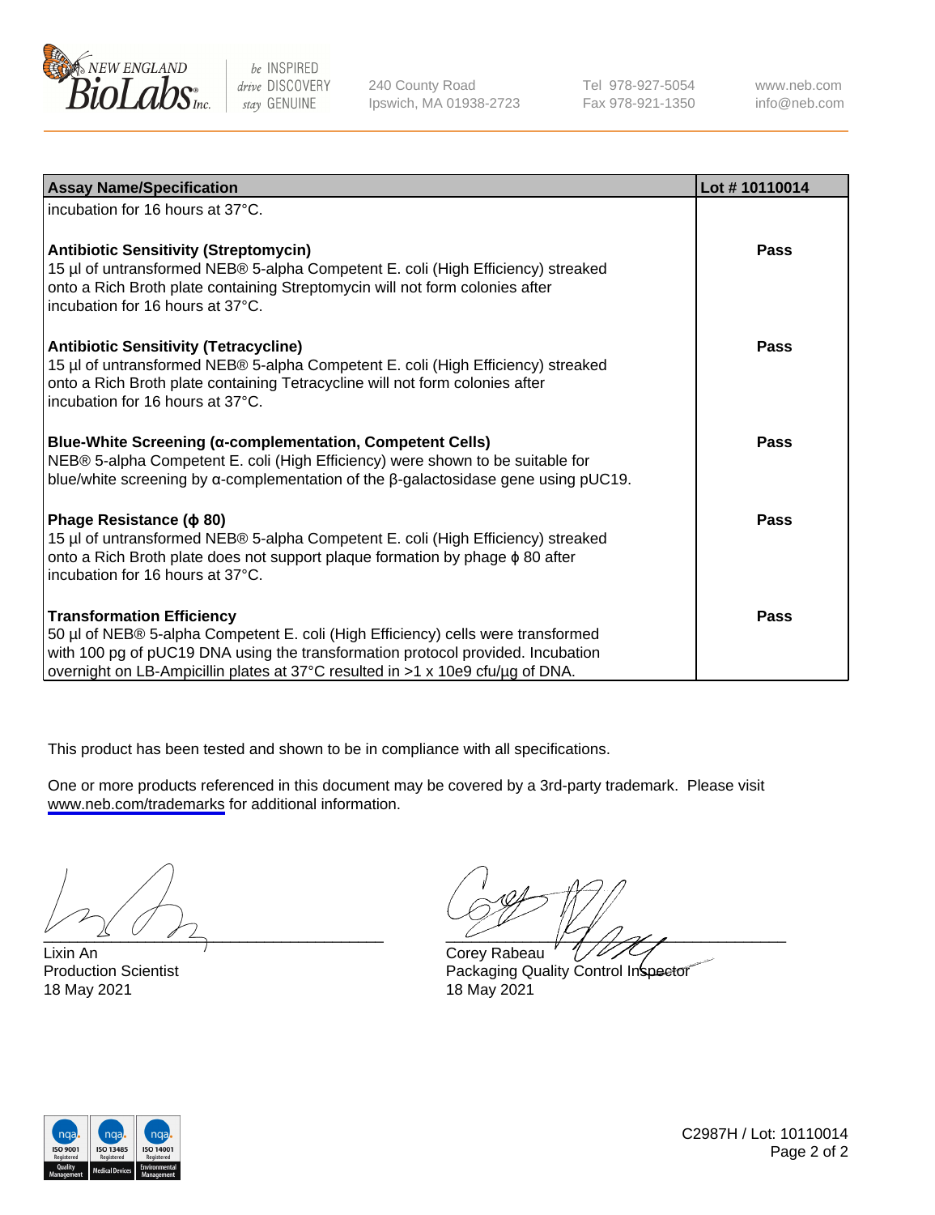| Assay Name/Specification | Lot # 10110014 |
| --- | --- |
| incubation for 16 hours at 37°C. | |
| **Antibiotic Sensitivity (Streptomycin)**<br>15 µl of untransformed NEB® 5-alpha Competent E. coli (High Efficiency) streaked onto a Rich Broth plate containing Streptomycin will not form colonies after incubation for 16 hours at 37°C. | Pass |
| **Antibiotic Sensitivity (Tetracycline)**<br>15 µl of untransformed NEB® 5-alpha Competent E. coli (High Efficiency) streaked onto a Rich Broth plate containing Tetracycline will not form colonies after incubation for 16 hours at 37°C. | Pass |
| **Blue-White Screening (α-complementation, Competent Cells)**<br>NEB® 5-alpha Competent E. coli (High Efficiency) were shown to be suitable for blue/white screening by α-complementation of the β-galactosidase gene using pUC19. | Pass |
| **Phage Resistance (ϕ 80)**<br>15 µl of untransformed NEB® 5-alpha Competent E. coli (High Efficiency) streaked onto a Rich Broth plate does not support plaque formation by phage ϕ 80 after incubation for 16 hours at 37°C. | Pass |
| **Transformation Efficiency**<br>50 µl of NEB® 5-alpha Competent E. coli (High Efficiency) cells were transformed with 100 pg of pUC19 DNA using the transformation protocol provided. Incubation overnight on LB-Ampicillin plates at 37°C resulted in >1 x 10e9 cfu/µg of DNA. | Pass |

This product has been tested and shown to be in compliance with all specifications.

One or more products referenced in this document may be covered by a 3rd-party trademark. Please visit www.neb.com/trademarks for additional information.

Lixin An
Production Scientist
18 May 2021

Corey Rabeau
Packaging Quality Control Inspector
18 May 2021

C2987H / Lot: 10110014